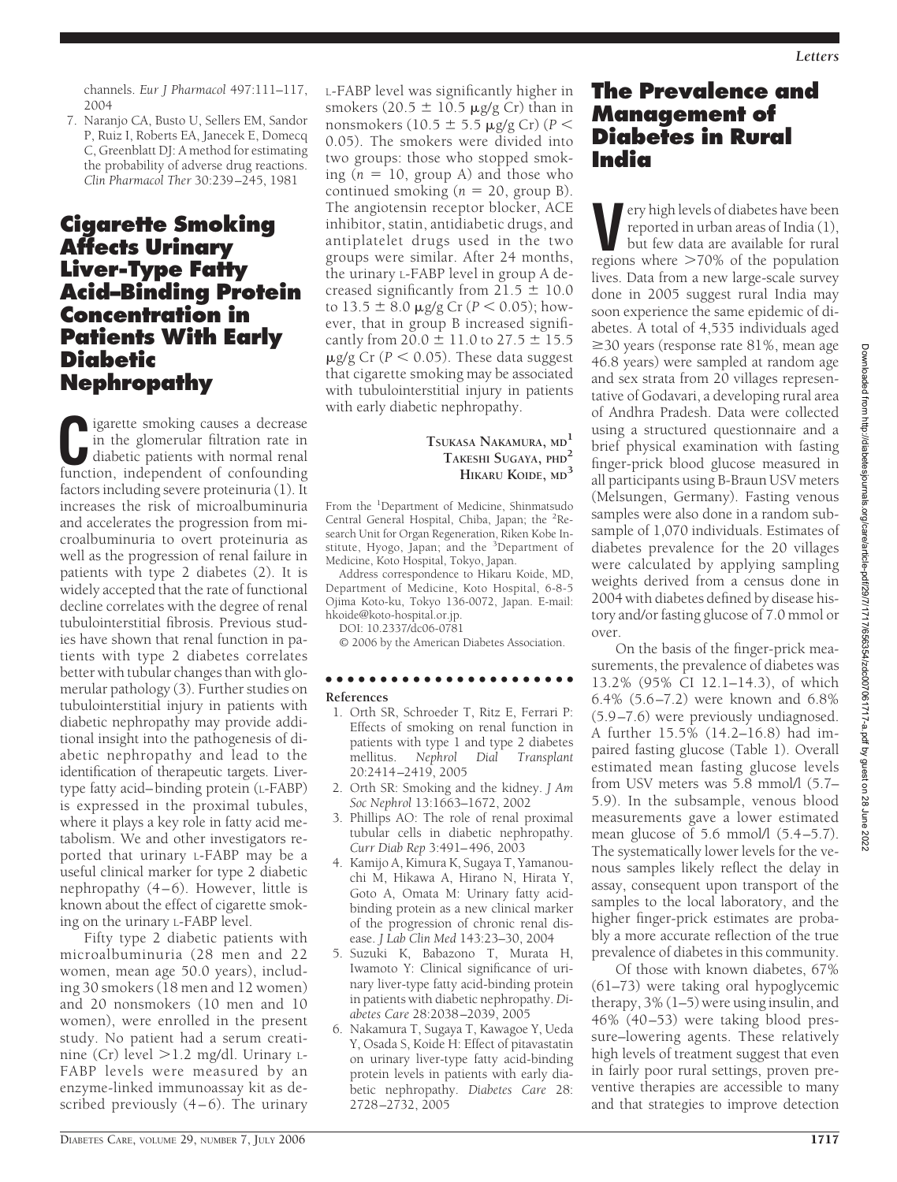channels. *Eur J Pharmacol* 497:111–117, 2004

7. Naranjo CA, Busto U, Sellers EM, Sandor P, Ruiz I, Roberts EA, Janecek E, Domecq C, Greenblatt DJ: A method for estimating the probability of adverse drug reactions. *Clin Pharmacol Ther* 30:239–245, 1981

# Cigarette Smoking Affects Urinary Liver-Type Fatty Acid–Binding Protein Concentration in Patients With Early Diabetic Nephropathy

Cigarette smoking causes a decrease in the glomerular filtration rate in diabetic patients with normal renal function, independent of confounding factors including severe proteinuria (1). It increases the risk of microalbuminuria and accelerates the progression from microalbuminuria to overt proteinuria as well as the progression of renal failure in patients with type 2 diabetes (2). It is widely accepted that the rate of functional decline correlates with the degree of renal tubulointerstitial fibrosis. Previous studies have shown that renal function in patients with type 2 diabetes correlates better with tubular changes than with glomerular pathology (3). Further studies on tubulointerstitial injury in patients with diabetic nephropathy may provide additional insight into the pathogenesis of diabetic nephropathy and lead to the identification of therapeutic targets. Liver-type fatty acid–binding protein (L-FABP) is expressed in the proximal tubules, where it plays a key role in fatty acid metabolism. We and other investigators reported that urinary L-FABP may be a useful clinical marker for type 2 diabetic nephropathy (4–6). However, little is known about the effect of cigarette smoking on the urinary L-FABP level.

Fifty type 2 diabetic patients with microalbuminuria (28 men and 22 women, mean age 50.0 years), including 30 smokers (18 men and 12 women) and 20 nonsmokers (10 men and 10 women), were enrolled in the present study. No patient had a serum creatinine (Cr) level >1.2 mg/dl. Urinary L-FABP levels were measured by an enzyme-linked immunoassay kit as described previously (4–6). The urinary L-FABP level was significantly higher in smokers (20.5 ± 10.5 μg/g Cr) than in nonsmokers (10.5 ± 5.5 μg/g Cr) ($P < 0.05$). The smokers were divided into two groups: those who stopped smoking ($n = 10$, group A) and those who continued smoking ($n = 20$, group B). The angiotensin receptor blocker, ACE inhibitor, statin, antidiabetic drugs, and antiplatelet drugs used in the two groups were similar. After 24 months, the urinary L-FABP level in group A decreased significantly from 21.5 ± 10.0 to 13.5 ± 8.0 μg/g Cr ($P < 0.05$); however, that in group B increased significantly from 20.0 ± 11.0 to 27.5 ± 15.5 μg/g Cr ($P < 0.05$). These data suggest that cigarette smoking may be associated with tubulointerstitial injury in patients with early diabetic nephropathy.

Tsukasa Nakamura, md[1]
Takeshi Sugaya, phd[2]
Hikaru Koide, md[3]

From the [1]Department of Medicine, Shinmatsudo Central General Hospital, Chiba, Japan; the [2]Research Unit for Organ Regeneration, Riken Kobe Institute, Hyogo, Japan; and the [3]Department of Medicine, Koto Hospital, Tokyo, Japan.

Address correspondence to Hikaru Koide, MD, Department of Medicine, Koto Hospital, 6-8-5 Ojima Koto-ku, Tokyo 136-0072, Japan. E-mail: hkoide@koto-hospital.or.jp.

DOI: 10.2337/dc06-0781

© 2006 by the American Diabetes Association.

## References

1. Orth SR, Schroeder T, Ritz E, Ferrari P: Effects of smoking on renal function in patients with type 1 and type 2 diabetes mellitus. *Nephrol Dial Transplant* 20:2414–2419, 2005
2. Orth SR: Smoking and the kidney. *J Am Soc Nephrol* 13:1663–1672, 2002
3. Phillips AO: The role of renal proximal tubular cells in diabetic nephropathy. *Curr Diab Rep* 3:491–496, 2003
4. Kamijo A, Kimura K, Sugaya T, Yamanouchi M, Hikawa A, Hirano N, Hirata Y, Goto A, Omata M: Urinary fatty acid-binding protein as a new clinical marker of the progression of chronic renal disease. *J Lab Clin Med* 143:23–30, 2004
5. Suzuki K, Babazono T, Murata H, Iwamoto Y: Clinical significance of urinary liver-type fatty acid-binding protein in patients with diabetic nephropathy. *Diabetes Care* 28:2038–2039, 2005
6. Nakamura T, Sugaya T, Kawagoe Y, Ueda Y, Osada S, Koide H: Effect of pitavastatin on urinary liver-type fatty acid-binding protein levels in patients with early diabetic nephropathy. *Diabetes Care* 28:2728–2732, 2005

# The Prevalence and Management of Diabetes in Rural India

Very high levels of diabetes have been reported in urban areas of India (1), but few data are available for rural regions where >70% of the population lives. Data from a new large-scale survey done in 2005 suggest rural India may soon experience the same epidemic of diabetes. A total of 4,535 individuals aged ≥30 years (response rate 81%, mean age 46.8 years) were sampled at random age and sex strata from 20 villages representative of Godavari, a developing rural area of Andhra Pradesh. Data were collected using a structured questionnaire and a brief physical examination with fasting finger-prick blood glucose measured in all participants using B-Braun USV meters (Melsungen, Germany). Fasting venous samples were also done in a random subsample of 1,070 individuals. Estimates of diabetes prevalence for the 20 villages were calculated by applying sampling weights derived from a census done in 2004 with diabetes defined by disease history and/or fasting glucose of 7.0 mmol or over.

On the basis of the finger-prick measurements, the prevalence of diabetes was 13.2% (95% CI 12.1–14.3), of which 6.4% (5.6–7.2) were known and 6.8% (5.9–7.6) were previously undiagnosed. A further 15.5% (14.2–16.8) had impaired fasting glucose (Table 1). Overall estimated mean fasting glucose levels from USV meters was 5.8 mmol/l (5.7–5.9). In the subsample, venous blood measurements gave a lower estimated mean glucose of 5.6 mmol/l (5.4–5.7). The systematically lower levels for the venous samples likely reflect the delay in assay, consequent upon transport of the samples to the local laboratory, and the higher finger-prick estimates are probably a more accurate reflection of the true prevalence of diabetes in this community.

Of those with known diabetes, 67% (61–73) were taking oral hypoglycemic therapy, 3% (1–5) were using insulin, and 46% (40–53) were taking blood pressure–lowering agents. These relatively high levels of treatment suggest that even in fairly poor rural settings, proven preventive therapies are accessible to many and that strategies to improve detection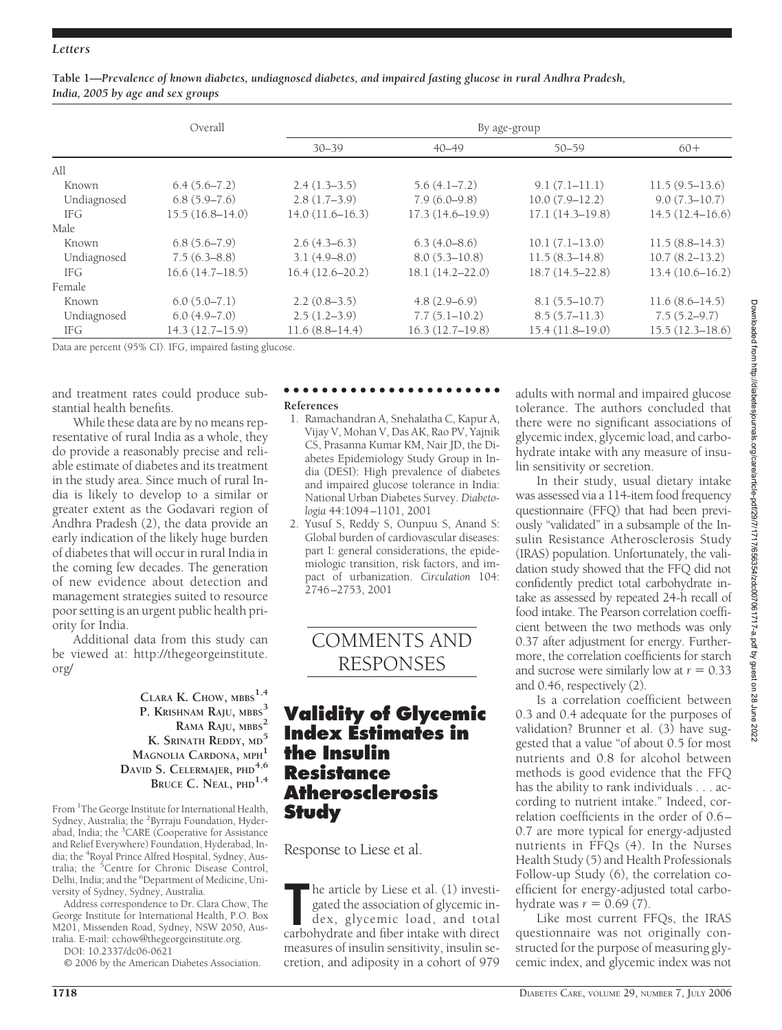**Table 1—Prevalence of known diabetes, undiagnosed diabetes, and impaired fasting glucose in rural Andhra Pradesh, India, 2005 by age and sex groups**

| | Overall | By age-group | | | |
|---|---|---|---|---|---|
| | | 30–39 | 40–49 | 50–59 | 60+ |
| All | | | | | |
| Known | 6.4 (5.6–7.2) | 2.4 (1.3–3.5) | 5.6 (4.1–7.2) | 9.1 (7.1–11.1) | 11.5 (9.5–13.6) |
| Undiagnosed | 6.8 (5.9–7.6) | 2.8 (1.7–3.9) | 7.9 (6.0–9.8) | 10.0 (7.9–12.2) | 9.0 (7.3–10.7) |
| IFG | 15.5 (16.8–14.0) | 14.0 (11.6–16.3) | 17.3 (14.6–19.9) | 17.1 (14.3–19.8) | 14.5 (12.4–16.6) |
| Male | | | | | |
| Known | 6.8 (5.6–7.9) | 2.6 (4.3–6.3) | 6.3 (4.0–8.6) | 10.1 (7.1–13.0) | 11.5 (8.8–14.3) |
| Undiagnosed | 7.5 (6.3–8.8) | 3.1 (4.9–8.0) | 8.0 (5.3–10.8) | 11.5 (8.3–14.8) | 10.7 (8.2–13.2) |
| IFG | 16.6 (14.7–18.5) | 16.4 (12.6–20.2) | 18.1 (14.2–22.0) | 18.7 (14.5–22.8) | 13.4 (10.6–16.2) |
| Female | | | | | |
| Known | 6.0 (5.0–7.1) | 2.2 (0.8–3.5) | 4.8 (2.9–6.9) | 8.1 (5.5–10.7) | 11.6 (8.6–14.5) |
| Undiagnosed | 6.0 (4.9–7.0) | 2.5 (1.2–3.9) | 7.7 (5.1–10.2) | 8.5 (5.7–11.3) | 7.5 (5.2–9.7) |
| IFG | 14.3 (12.7–15.9) | 11.6 (8.8–14.4) | 16.3 (12.7–19.8) | 15.4 (11.8–19.0) | 15.5 (12.3–18.6) |

Data are percent (95% CI). IFG, impaired fasting glucose.

and treatment rates could produce substantial health benefits.

While these data are by no means representative of rural India as a whole, they do provide a reasonably precise and reliable estimate of diabetes and its treatment in the study area. Since much of rural India is likely to develop to a similar or greater extent as the Godavari region of Andhra Pradesh (2), the data provide an early indication of the likely huge burden of diabetes that will occur in rural India in the coming few decades. The generation of new evidence about detection and management strategies suited to resource poor setting is an urgent public health priority for India.

Additional data from this study can be viewed at: http://thegeorgeinstitute.org/

**Clara K. Chow, mbbs[1,4]**
**P. Krishnam Raju, mbbs[3]**
**Rama Raju, mbbs[2]**
**K. Srinath Reddy, md[5]**
**Magnolia Cardona, mph[1]**
**David S. Celermajer, phd[4,6]**
**Bruce C. Neal, phd[1,4]**

From [1]The George Institute for International Health, Sydney, Australia; the [2]Byrraju Foundation, Hyderabad, India; the [3]CARE (Cooperative for Assistance and Relief Everywhere) Foundation, Hyderabad, India; the [4]Royal Prince Alfred Hospital, Sydney, Australia; the [5]Centre for Chronic Disease Control, Delhi, India; and the [6]Department of Medicine, University of Sydney, Sydney, Australia.

Address correspondence to Dr. Clara Chow, The George Institute for International Health, P.O. Box M201, Missenden Road, Sydney, NSW 2050, Australia. E-mail: cchow@thegeorgeinstitute.org.

DOI: 10.2337/dc06-0621

© 2006 by the American Diabetes Association.

**References**

1. Ramachandran A, Snehalatha C, Kapur A, Vijay V, Mohan V, Das AK, Rao PV, Yajnik CS, Prasanna Kumar KM, Nair JD, the Diabetes Epidemiology Study Group in India (DESI): High prevalence of diabetes and impaired glucose tolerance in India: National Urban Diabetes Survey. *Diabetologia* 44:1094–1101, 2001
2. Yusuf S, Reddy S, Ounpuu S, Anand S: Global burden of cardiovascular diseases: part I: general considerations, the epidemiologic transition, risk factors, and impact of urbanization. *Circulation* 104: 2746–2753, 2001

# COMMENTS AND RESPONSES

## Validity of Glycemic Index Estimates in the Insulin Resistance Atherosclerosis Study

Response to Liese et al.

The article by Liese et al. (1) investigated the association of glycemic index, glycemic load, and total carbohydrate and fiber intake with direct measures of insulin sensitivity, insulin secretion, and adiposity in a cohort of 979 adults with normal and impaired glucose tolerance. The authors concluded that there were no significant associations of glycemic index, glycemic load, and carbohydrate intake with any measure of insulin sensitivity or secretion.

In their study, usual dietary intake was assessed via a 114-item food frequency questionnaire (FFQ) that had been previously "validated" in a subsample of the Insulin Resistance Atherosclerosis Study (IRAS) population. Unfortunately, the validation study showed that the FFQ did not confidently predict total carbohydrate intake as assessed by repeated 24-h recall of food intake. The Pearson correlation coefficient between the two methods was only 0.37 after adjustment for energy. Furthermore, the correlation coefficients for starch and sucrose were similarly low at $r = 0.33$ and 0.46, respectively (2).

Is a correlation coefficient between 0.3 and 0.4 adequate for the purposes of validation? Brunner et al. (3) have suggested that a value "of about 0.5 for most nutrients and 0.8 for alcohol between methods is good evidence that the FFQ has the ability to rank individuals . . . according to nutrient intake." Indeed, correlation coefficients in the order of 0.6–0.7 are more typical for energy-adjusted nutrients in FFQs (4). In the Nurses Health Study (5) and Health Professionals Follow-up Study (6), the correlation coefficient for energy-adjusted total carbohydrate was $r = 0.69$ (7).

Like most current FFQs, the IRAS questionnaire was not originally constructed for the purpose of measuring glycemic index, and glycemic index was not